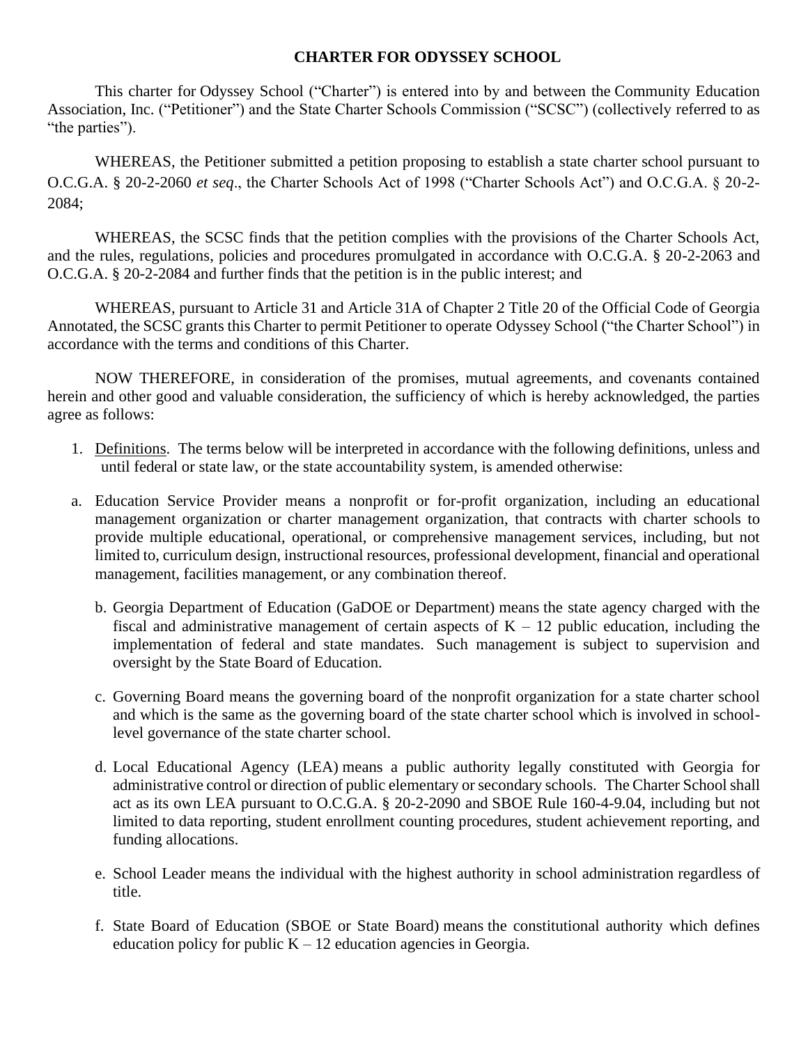# CHARTER FOR ODYSSEY SCHOOL

This charter for Odyssey School ("Charter") is entered into by and between the Community Education Association, Inc. ("Petitioner") and the State Charter Schools Commission ("SCSC") (collectively referred to as "the parties").

WHEREAS, the Petitioner submitted a petition proposing to establish a state charter school pursuant to O.C.G.A. § 20-2-2060 *et seq*., the Charter Schools Act of 1998 ("Charter Schools Act") and O.C.G.A. § 20-2-2084;

WHEREAS, the SCSC finds that the petition complies with the provisions of the Charter Schools Act, and the rules, regulations, policies and procedures promulgated in accordance with O.C.G.A. § 20-2-2063 and O.C.G.A. § 20-2-2084 and further finds that the petition is in the public interest; and

WHEREAS, pursuant to Article 31 and Article 31A of Chapter 2 Title 20 of the Official Code of Georgia Annotated, the SCSC grants this Charter to permit Petitioner to operate Odyssey School ("the Charter School") in accordance with the terms and conditions of this Charter.

NOW THEREFORE, in consideration of the promises, mutual agreements, and covenants contained herein and other good and valuable consideration, the sufficiency of which is hereby acknowledged, the parties agree as follows:

1. Definitions. The terms below will be interpreted in accordance with the following definitions, unless and until federal or state law, or the state accountability system, is amended otherwise:

a. Education Service Provider means a nonprofit or for-profit organization, including an educational management organization or charter management organization, that contracts with charter schools to provide multiple educational, operational, or comprehensive management services, including, but not limited to, curriculum design, instructional resources, professional development, financial and operational management, facilities management, or any combination thereof.

b. Georgia Department of Education (GaDOE or Department) means the state agency charged with the fiscal and administrative management of certain aspects of K – 12 public education, including the implementation of federal and state mandates. Such management is subject to supervision and oversight by the State Board of Education.

c. Governing Board means the governing board of the nonprofit organization for a state charter school and which is the same as the governing board of the state charter school which is involved in school-level governance of the state charter school.

d. Local Educational Agency (LEA) means a public authority legally constituted with Georgia for administrative control or direction of public elementary or secondary schools. The Charter School shall act as its own LEA pursuant to O.C.G.A. § 20-2-2090 and SBOE Rule 160-4-9.04, including but not limited to data reporting, student enrollment counting procedures, student achievement reporting, and funding allocations.

e. School Leader means the individual with the highest authority in school administration regardless of title.

f. State Board of Education (SBOE or State Board) means the constitutional authority which defines education policy for public K – 12 education agencies in Georgia.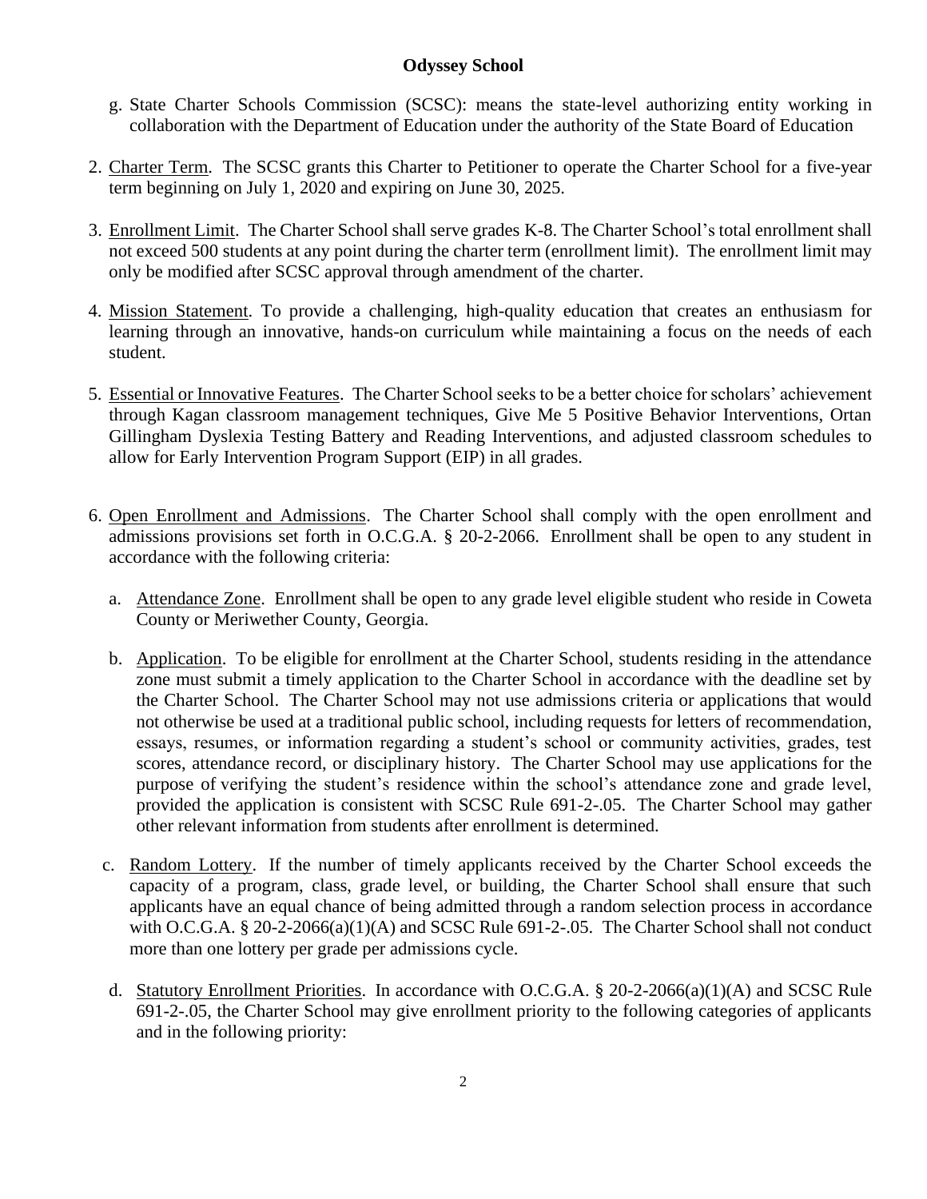g. State Charter Schools Commission (SCSC): means the state-level authorizing entity working in collaboration with the Department of Education under the authority of the State Board of Education

2. Charter Term. The SCSC grants this Charter to Petitioner to operate the Charter School for a five-year term beginning on July 1, 2020 and expiring on June 30, 2025.

3. Enrollment Limit. The Charter School shall serve grades K-8. The Charter School's total enrollment shall not exceed 500 students at any point during the charter term (enrollment limit). The enrollment limit may only be modified after SCSC approval through amendment of the charter.

4. Mission Statement. To provide a challenging, high-quality education that creates an enthusiasm for learning through an innovative, hands-on curriculum while maintaining a focus on the needs of each student.

5. Essential or Innovative Features. The Charter School seeks to be a better choice for scholars' achievement through Kagan classroom management techniques, Give Me 5 Positive Behavior Interventions, Ortan Gillingham Dyslexia Testing Battery and Reading Interventions, and adjusted classroom schedules to allow for Early Intervention Program Support (EIP) in all grades.

6. Open Enrollment and Admissions. The Charter School shall comply with the open enrollment and admissions provisions set forth in O.C.G.A. § 20-2-2066. Enrollment shall be open to any student in accordance with the following criteria:

   a. Attendance Zone. Enrollment shall be open to any grade level eligible student who reside in Coweta County or Meriwether County, Georgia.

   b. Application. To be eligible for enrollment at the Charter School, students residing in the attendance zone must submit a timely application to the Charter School in accordance with the deadline set by the Charter School. The Charter School may not use admissions criteria or applications that would not otherwise be used at a traditional public school, including requests for letters of recommendation, essays, resumes, or information regarding a student's school or community activities, grades, test scores, attendance record, or disciplinary history. The Charter School may use applications for the purpose of verifying the student's residence within the school's attendance zone and grade level, provided the application is consistent with SCSC Rule 691-2-.05. The Charter School may gather other relevant information from students after enrollment is determined.

   c. Random Lottery. If the number of timely applicants received by the Charter School exceeds the capacity of a program, class, grade level, or building, the Charter School shall ensure that such applicants have an equal chance of being admitted through a random selection process in accordance with O.C.G.A. § 20-2-2066(a)(1)(A) and SCSC Rule 691-2-.05. The Charter School shall not conduct more than one lottery per grade per admissions cycle.

   d. Statutory Enrollment Priorities. In accordance with O.C.G.A. § 20-2-2066(a)(1)(A) and SCSC Rule 691-2-.05, the Charter School may give enrollment priority to the following categories of applicants and in the following priority: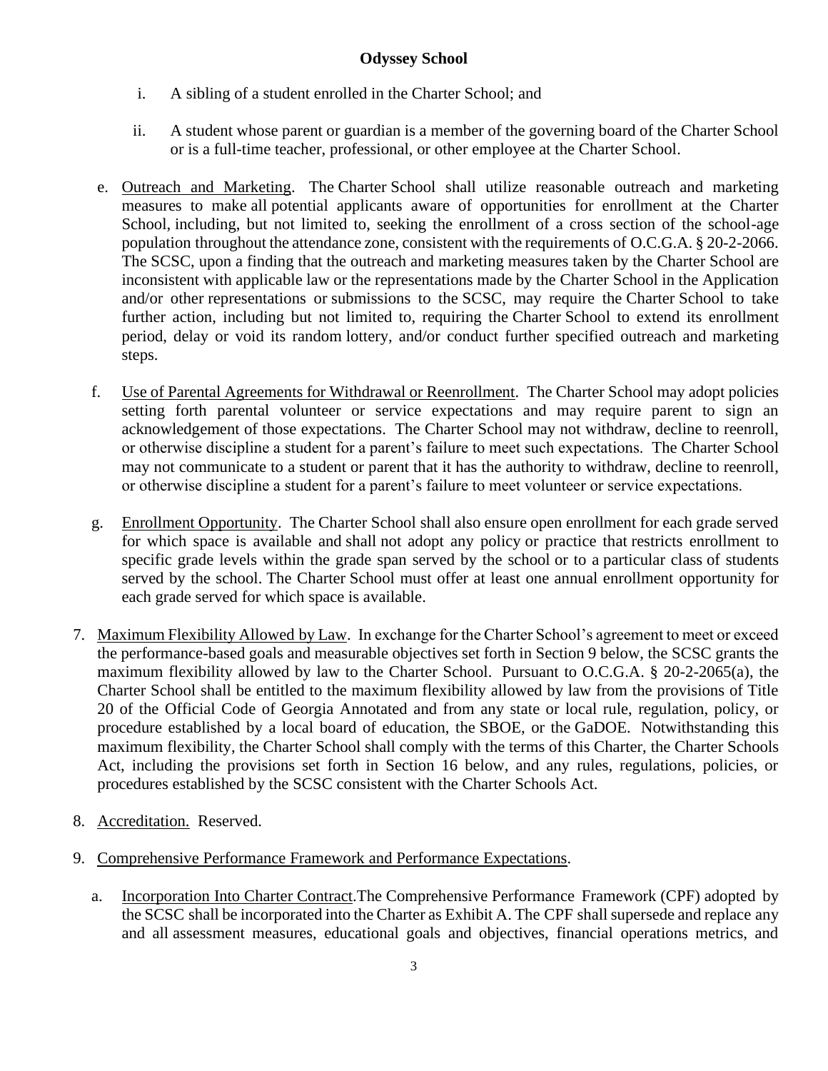i. A sibling of a student enrolled in the Charter School; and

ii. A student whose parent or guardian is a member of the governing board of the Charter School or is a full-time teacher, professional, or other employee at the Charter School.

e. Outreach and Marketing. The Charter School shall utilize reasonable outreach and marketing measures to make all potential applicants aware of opportunities for enrollment at the Charter School, including, but not limited to, seeking the enrollment of a cross section of the school-age population throughout the attendance zone, consistent with the requirements of O.C.G.A. § 20-2-2066. The SCSC, upon a finding that the outreach and marketing measures taken by the Charter School are inconsistent with applicable law or the representations made by the Charter School in the Application and/or other representations or submissions to the SCSC, may require the Charter School to take further action, including but not limited to, requiring the Charter School to extend its enrollment period, delay or void its random lottery, and/or conduct further specified outreach and marketing steps.

f. Use of Parental Agreements for Withdrawal or Reenrollment. The Charter School may adopt policies setting forth parental volunteer or service expectations and may require parent to sign an acknowledgement of those expectations. The Charter School may not withdraw, decline to reenroll, or otherwise discipline a student for a parent's failure to meet such expectations. The Charter School may not communicate to a student or parent that it has the authority to withdraw, decline to reenroll, or otherwise discipline a student for a parent's failure to meet volunteer or service expectations.

g. Enrollment Opportunity. The Charter School shall also ensure open enrollment for each grade served for which space is available and shall not adopt any policy or practice that restricts enrollment to specific grade levels within the grade span served by the school or to a particular class of students served by the school. The Charter School must offer at least one annual enrollment opportunity for each grade served for which space is available.

7. Maximum Flexibility Allowed by Law. In exchange for the Charter School's agreement to meet or exceed the performance-based goals and measurable objectives set forth in Section 9 below, the SCSC grants the maximum flexibility allowed by law to the Charter School. Pursuant to O.C.G.A. § 20-2-2065(a), the Charter School shall be entitled to the maximum flexibility allowed by law from the provisions of Title 20 of the Official Code of Georgia Annotated and from any state or local rule, regulation, policy, or procedure established by a local board of education, the SBOE, or the GaDOE. Notwithstanding this maximum flexibility, the Charter School shall comply with the terms of this Charter, the Charter Schools Act, including the provisions set forth in Section 16 below, and any rules, regulations, policies, or procedures established by the SCSC consistent with the Charter Schools Act.

8. Accreditation. Reserved.

9. Comprehensive Performance Framework and Performance Expectations.

   a. Incorporation Into Charter Contract. The Comprehensive Performance Framework (CPF) adopted by the SCSC shall be incorporated into the Charter as Exhibit A. The CPF shall supersede and replace any and all assessment measures, educational goals and objectives, financial operations metrics, and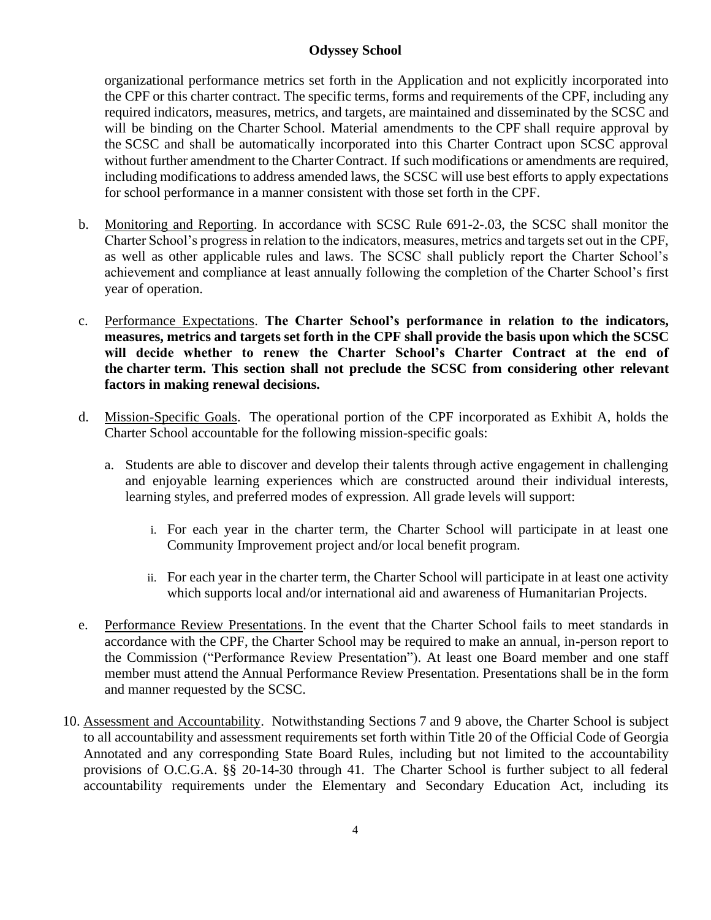organizational performance metrics set forth in the Application and not explicitly incorporated into the CPF or this charter contract. The specific terms, forms and requirements of the CPF, including any required indicators, measures, metrics, and targets, are maintained and disseminated by the SCSC and will be binding on the Charter School. Material amendments to the CPF shall require approval by the SCSC and shall be automatically incorporated into this Charter Contract upon SCSC approval without further amendment to the Charter Contract. If such modifications or amendments are required, including modifications to address amended laws, the SCSC will use best efforts to apply expectations for school performance in a manner consistent with those set forth in the CPF.

b. Monitoring and Reporting. In accordance with SCSC Rule 691-2-.03, the SCSC shall monitor the Charter School's progress in relation to the indicators, measures, metrics and targets set out in the CPF, as well as other applicable rules and laws. The SCSC shall publicly report the Charter School's achievement and compliance at least annually following the completion of the Charter School's first year of operation.

c. Performance Expectations. **The Charter School's performance in relation to the indicators, measures, metrics and targets set forth in the CPF shall provide the basis upon which the SCSC will decide whether to renew the Charter School's Charter Contract at the end of the charter term. This section shall not preclude the SCSC from considering other relevant factors in making renewal decisions.**

d. Mission-Specific Goals. The operational portion of the CPF incorporated as Exhibit A, holds the Charter School accountable for the following mission-specific goals:

   a. Students are able to discover and develop their talents through active engagement in challenging and enjoyable learning experiences which are constructed around their individual interests, learning styles, and preferred modes of expression. All grade levels will support:

      i. For each year in the charter term, the Charter School will participate in at least one Community Improvement project and/or local benefit program.

      ii. For each year in the charter term, the Charter School will participate in at least one activity which supports local and/or international aid and awareness of Humanitarian Projects.

e. Performance Review Presentations. In the event that the Charter School fails to meet standards in accordance with the CPF, the Charter School may be required to make an annual, in-person report to the Commission ("Performance Review Presentation"). At least one Board member and one staff member must attend the Annual Performance Review Presentation. Presentations shall be in the form and manner requested by the SCSC.

10. Assessment and Accountability. Notwithstanding Sections 7 and 9 above, the Charter School is subject to all accountability and assessment requirements set forth within Title 20 of the Official Code of Georgia Annotated and any corresponding State Board Rules, including but not limited to the accountability provisions of O.C.G.A. §§ 20-14-30 through 41. The Charter School is further subject to all federal accountability requirements under the Elementary and Secondary Education Act, including its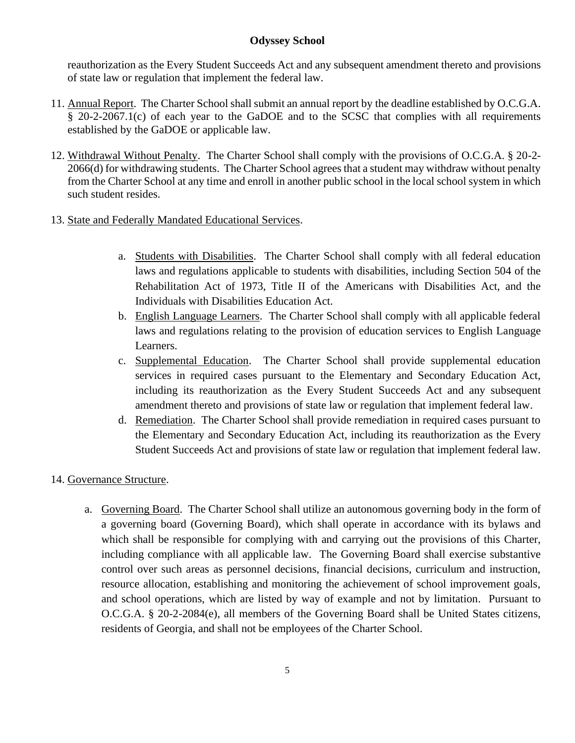reauthorization as the Every Student Succeeds Act and any subsequent amendment thereto and provisions of state law or regulation that implement the federal law.

11. Annual Report. The Charter School shall submit an annual report by the deadline established by O.C.G.A. § 20-2-2067.1(c) of each year to the GaDOE and to the SCSC that complies with all requirements established by the GaDOE or applicable law.

12. Withdrawal Without Penalty. The Charter School shall comply with the provisions of O.C.G.A. § 20-2-2066(d) for withdrawing students. The Charter School agrees that a student may withdraw without penalty from the Charter School at any time and enroll in another public school in the local school system in which such student resides.

13. State and Federally Mandated Educational Services.

    a. Students with Disabilities. The Charter School shall comply with all federal education laws and regulations applicable to students with disabilities, including Section 504 of the Rehabilitation Act of 1973, Title II of the Americans with Disabilities Act, and the Individuals with Disabilities Education Act.
    b. English Language Learners. The Charter School shall comply with all applicable federal laws and regulations relating to the provision of education services to English Language Learners.
    c. Supplemental Education. The Charter School shall provide supplemental education services in required cases pursuant to the Elementary and Secondary Education Act, including its reauthorization as the Every Student Succeeds Act and any subsequent amendment thereto and provisions of state law or regulation that implement federal law.
    d. Remediation. The Charter School shall provide remediation in required cases pursuant to the Elementary and Secondary Education Act, including its reauthorization as the Every Student Succeeds Act and provisions of state law or regulation that implement federal law.

14. Governance Structure.

    a. Governing Board. The Charter School shall utilize an autonomous governing body in the form of a governing board (Governing Board), which shall operate in accordance with its bylaws and which shall be responsible for complying with and carrying out the provisions of this Charter, including compliance with all applicable law. The Governing Board shall exercise substantive control over such areas as personnel decisions, financial decisions, curriculum and instruction, resource allocation, establishing and monitoring the achievement of school improvement goals, and school operations, which are listed by way of example and not by limitation. Pursuant to O.C.G.A. § 20-2-2084(e), all members of the Governing Board shall be United States citizens, residents of Georgia, and shall not be employees of the Charter School.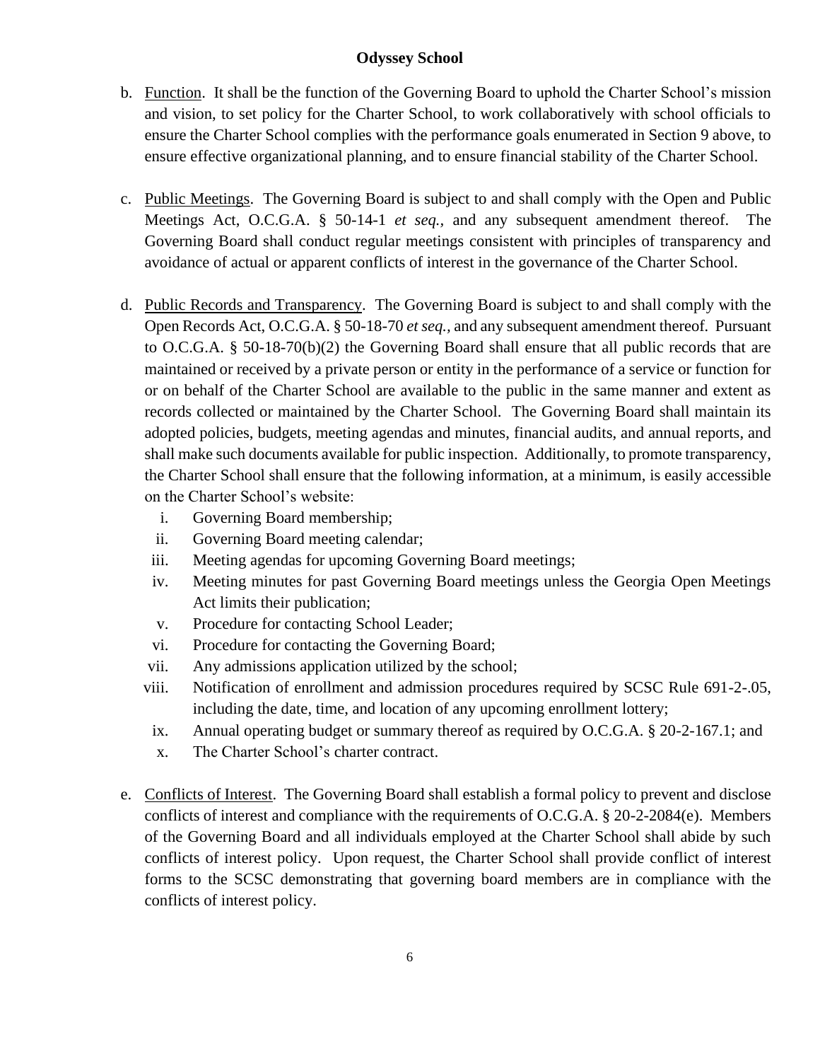b. Function. It shall be the function of the Governing Board to uphold the Charter School's mission and vision, to set policy for the Charter School, to work collaboratively with school officials to ensure the Charter School complies with the performance goals enumerated in Section 9 above, to ensure effective organizational planning, and to ensure financial stability of the Charter School.

c. Public Meetings. The Governing Board is subject to and shall comply with the Open and Public Meetings Act, O.C.G.A. § 50-14-1 *et seq.*, and any subsequent amendment thereof. The Governing Board shall conduct regular meetings consistent with principles of transparency and avoidance of actual or apparent conflicts of interest in the governance of the Charter School.

d. Public Records and Transparency. The Governing Board is subject to and shall comply with the Open Records Act, O.C.G.A. § 50-18-70 *et seq.*, and any subsequent amendment thereof. Pursuant to O.C.G.A. § 50-18-70(b)(2) the Governing Board shall ensure that all public records that are maintained or received by a private person or entity in the performance of a service or function for or on behalf of the Charter School are available to the public in the same manner and extent as records collected or maintained by the Charter School. The Governing Board shall maintain its adopted policies, budgets, meeting agendas and minutes, financial audits, and annual reports, and shall make such documents available for public inspection. Additionally, to promote transparency, the Charter School shall ensure that the following information, at a minimum, is easily accessible on the Charter School's website:
   - i. Governing Board membership;
   - ii. Governing Board meeting calendar;
   - iii. Meeting agendas for upcoming Governing Board meetings;
   - iv. Meeting minutes for past Governing Board meetings unless the Georgia Open Meetings Act limits their publication;
   - v. Procedure for contacting School Leader;
   - vi. Procedure for contacting the Governing Board;
   - vii. Any admissions application utilized by the school;
   - viii. Notification of enrollment and admission procedures required by SCSC Rule 691-2-.05, including the date, time, and location of any upcoming enrollment lottery;
   - ix. Annual operating budget or summary thereof as required by O.C.G.A. § 20-2-167.1; and
   - x. The Charter School's charter contract.

e. Conflicts of Interest. The Governing Board shall establish a formal policy to prevent and disclose conflicts of interest and compliance with the requirements of O.C.G.A. § 20-2-2084(e). Members of the Governing Board and all individuals employed at the Charter School shall abide by such conflicts of interest policy. Upon request, the Charter School shall provide conflict of interest forms to the SCSC demonstrating that governing board members are in compliance with the conflicts of interest policy.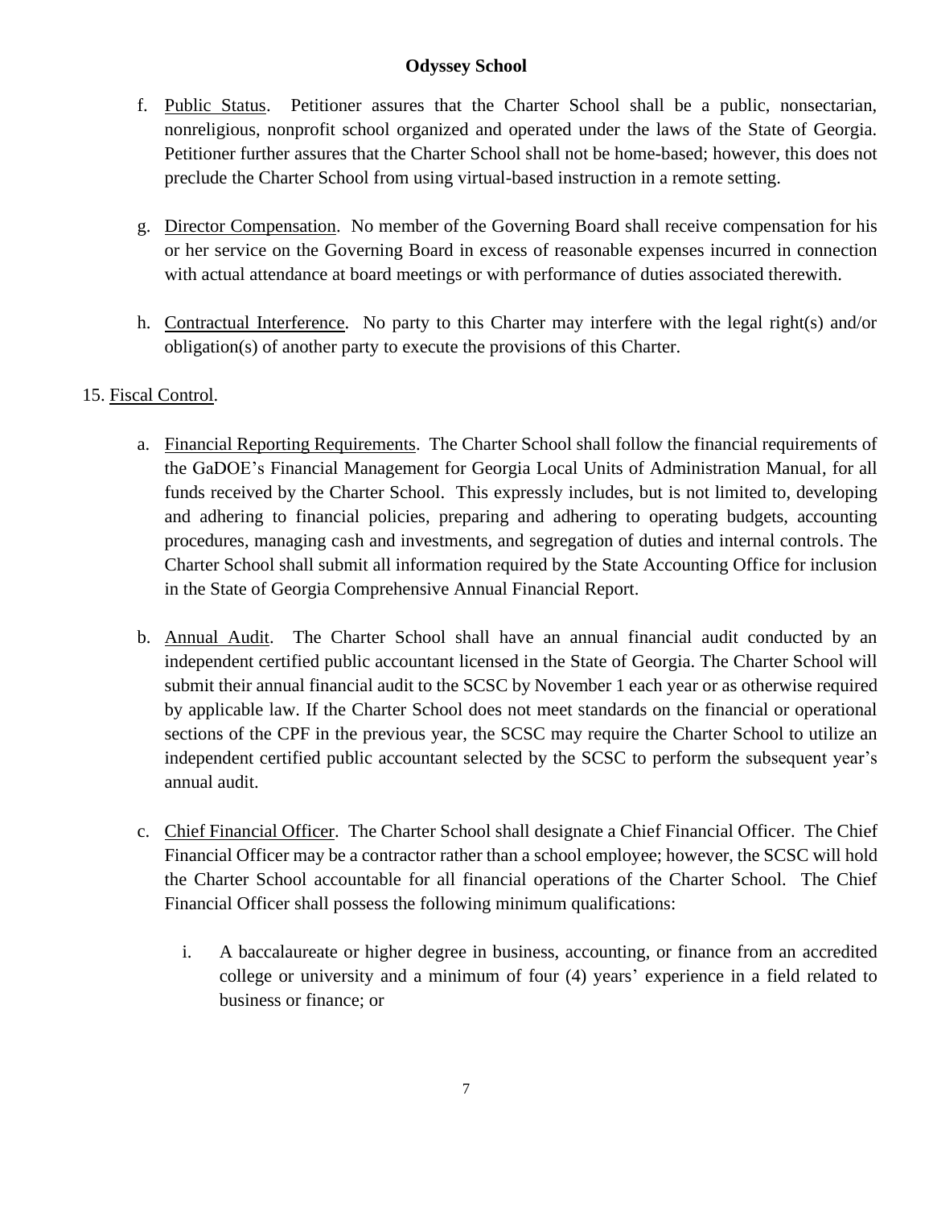f. Public Status. Petitioner assures that the Charter School shall be a public, nonsectarian, nonreligious, nonprofit school organized and operated under the laws of the State of Georgia. Petitioner further assures that the Charter School shall not be home-based; however, this does not preclude the Charter School from using virtual-based instruction in a remote setting.

g. Director Compensation. No member of the Governing Board shall receive compensation for his or her service on the Governing Board in excess of reasonable expenses incurred in connection with actual attendance at board meetings or with performance of duties associated therewith.

h. Contractual Interference. No party to this Charter may interfere with the legal right(s) and/or obligation(s) of another party to execute the provisions of this Charter.

15. Fiscal Control.

a. Financial Reporting Requirements. The Charter School shall follow the financial requirements of the GaDOE's Financial Management for Georgia Local Units of Administration Manual, for all funds received by the Charter School. This expressly includes, but is not limited to, developing and adhering to financial policies, preparing and adhering to operating budgets, accounting procedures, managing cash and investments, and segregation of duties and internal controls. The Charter School shall submit all information required by the State Accounting Office for inclusion in the State of Georgia Comprehensive Annual Financial Report.

b. Annual Audit. The Charter School shall have an annual financial audit conducted by an independent certified public accountant licensed in the State of Georgia. The Charter School will submit their annual financial audit to the SCSC by November 1 each year or as otherwise required by applicable law. If the Charter School does not meet standards on the financial or operational sections of the CPF in the previous year, the SCSC may require the Charter School to utilize an independent certified public accountant selected by the SCSC to perform the subsequent year's annual audit.

c. Chief Financial Officer. The Charter School shall designate a Chief Financial Officer. The Chief Financial Officer may be a contractor rather than a school employee; however, the SCSC will hold the Charter School accountable for all financial operations of the Charter School. The Chief Financial Officer shall possess the following minimum qualifications:

   i. A baccalaureate or higher degree in business, accounting, or finance from an accredited college or university and a minimum of four (4) years' experience in a field related to business or finance; or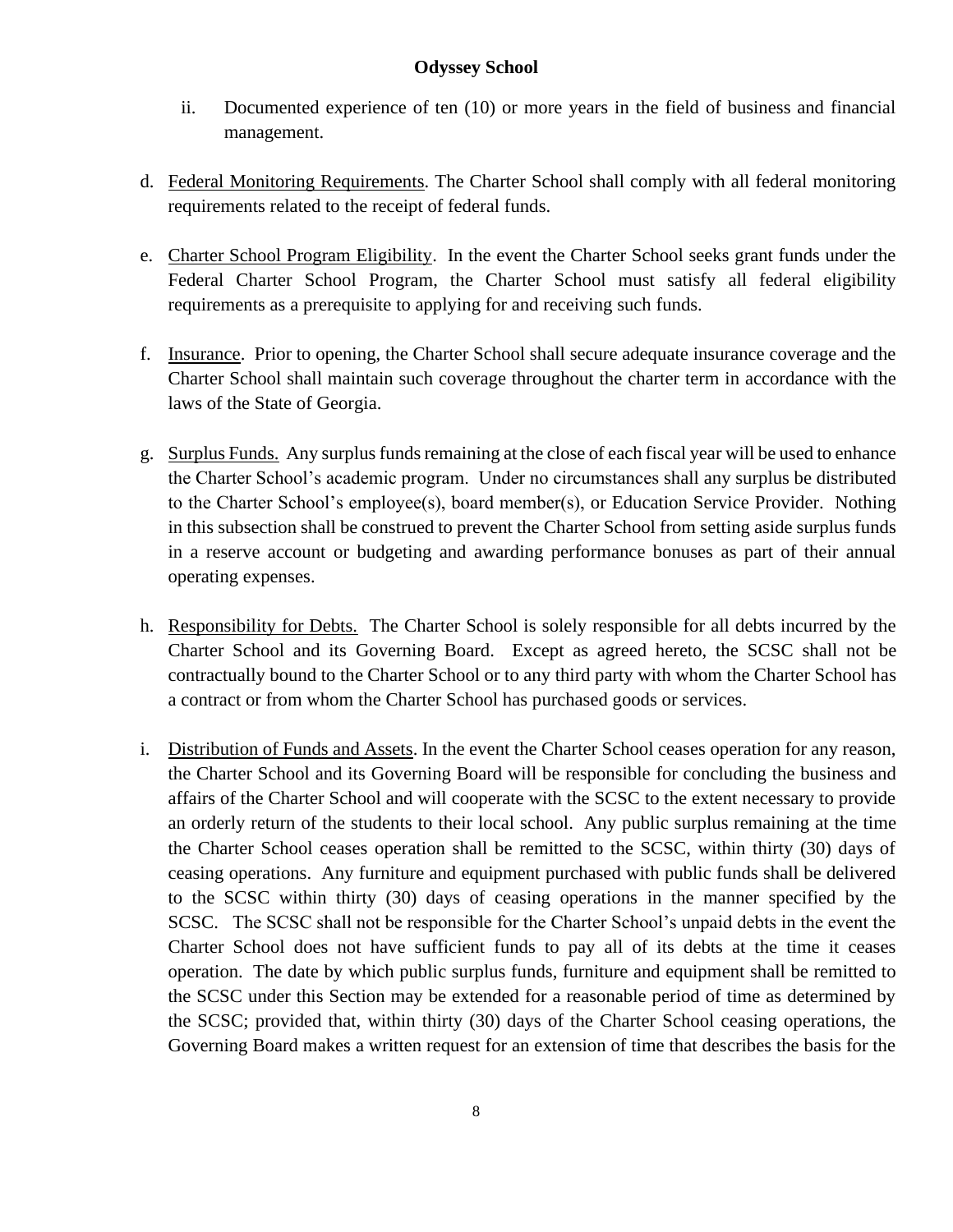ii. Documented experience of ten (10) or more years in the field of business and financial management.

d. <u>Federal Monitoring Requirements</u>. The Charter School shall comply with all federal monitoring requirements related to the receipt of federal funds.

e. <u>Charter School Program Eligibility</u>. In the event the Charter School seeks grant funds under the Federal Charter School Program, the Charter School must satisfy all federal eligibility requirements as a prerequisite to applying for and receiving such funds.

f. <u>Insurance</u>. Prior to opening, the Charter School shall secure adequate insurance coverage and the Charter School shall maintain such coverage throughout the charter term in accordance with the laws of the State of Georgia.

g. <u>Surplus Funds.</u> Any surplus funds remaining at the close of each fiscal year will be used to enhance the Charter School's academic program. Under no circumstances shall any surplus be distributed to the Charter School's employee(s), board member(s), or Education Service Provider. Nothing in this subsection shall be construed to prevent the Charter School from setting aside surplus funds in a reserve account or budgeting and awarding performance bonuses as part of their annual operating expenses.

h. <u>Responsibility for Debts.</u> The Charter School is solely responsible for all debts incurred by the Charter School and its Governing Board. Except as agreed hereto, the SCSC shall not be contractually bound to the Charter School or to any third party with whom the Charter School has a contract or from whom the Charter School has purchased goods or services.

i. <u>Distribution of Funds and Assets</u>. In the event the Charter School ceases operation for any reason, the Charter School and its Governing Board will be responsible for concluding the business and affairs of the Charter School and will cooperate with the SCSC to the extent necessary to provide an orderly return of the students to their local school. Any public surplus remaining at the time the Charter School ceases operation shall be remitted to the SCSC, within thirty (30) days of ceasing operations. Any furniture and equipment purchased with public funds shall be delivered to the SCSC within thirty (30) days of ceasing operations in the manner specified by the SCSC. The SCSC shall not be responsible for the Charter School's unpaid debts in the event the Charter School does not have sufficient funds to pay all of its debts at the time it ceases operation. The date by which public surplus funds, furniture and equipment shall be remitted to the SCSC under this Section may be extended for a reasonable period of time as determined by the SCSC; provided that, within thirty (30) days of the Charter School ceasing operations, the Governing Board makes a written request for an extension of time that describes the basis for the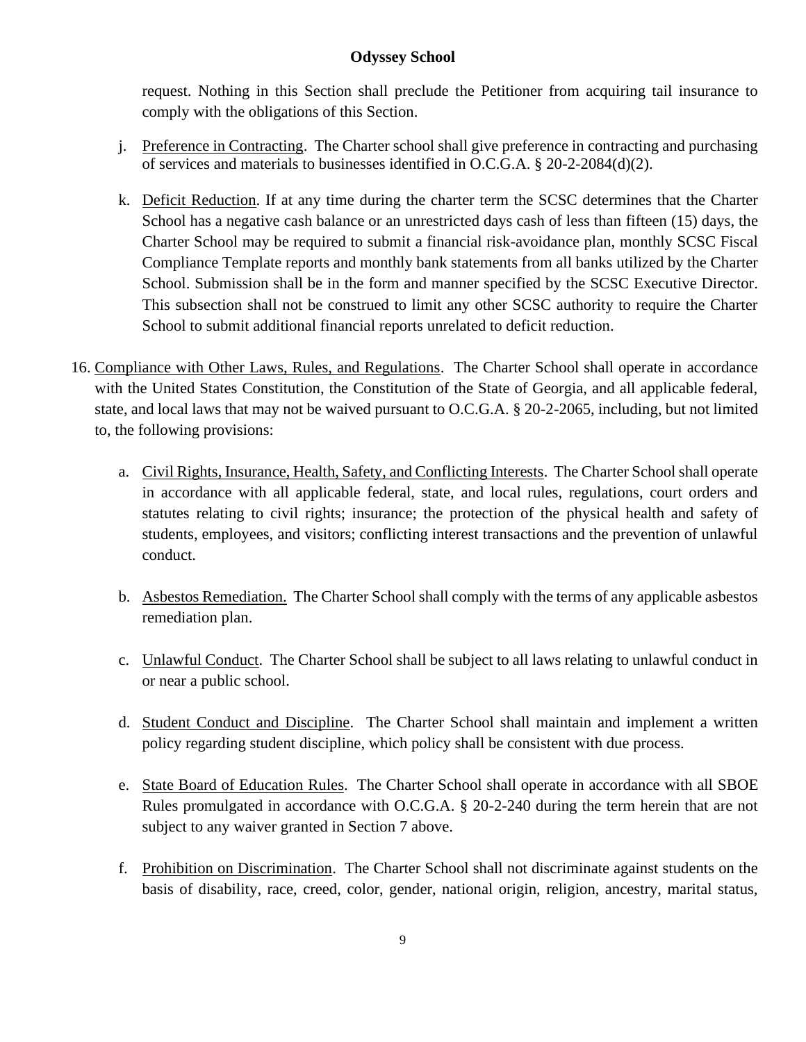request. Nothing in this Section shall preclude the Petitioner from acquiring tail insurance to comply with the obligations of this Section.

j. <u>Preference in Contracting</u>. The Charter school shall give preference in contracting and purchasing of services and materials to businesses identified in O.C.G.A. § 20-2-2084(d)(2).

k. <u>Deficit Reduction</u>. If at any time during the charter term the SCSC determines that the Charter School has a negative cash balance or an unrestricted days cash of less than fifteen (15) days, the Charter School may be required to submit a financial risk-avoidance plan, monthly SCSC Fiscal Compliance Template reports and monthly bank statements from all banks utilized by the Charter School. Submission shall be in the form and manner specified by the SCSC Executive Director. This subsection shall not be construed to limit any other SCSC authority to require the Charter School to submit additional financial reports unrelated to deficit reduction.

16. <u>Compliance with Other Laws, Rules, and Regulations</u>. The Charter School shall operate in accordance with the United States Constitution, the Constitution of the State of Georgia, and all applicable federal, state, and local laws that may not be waived pursuant to O.C.G.A. § 20-2-2065, including, but not limited to, the following provisions:

    a. <u>Civil Rights, Insurance, Health, Safety, and Conflicting Interests</u>. The Charter School shall operate in accordance with all applicable federal, state, and local rules, regulations, court orders and statutes relating to civil rights; insurance; the protection of the physical health and safety of students, employees, and visitors; conflicting interest transactions and the prevention of unlawful conduct.

    b. <u>Asbestos Remediation.</u> The Charter School shall comply with the terms of any applicable asbestos remediation plan.

    c. <u>Unlawful Conduct</u>. The Charter School shall be subject to all laws relating to unlawful conduct in or near a public school.

    d. <u>Student Conduct and Discipline</u>. The Charter School shall maintain and implement a written policy regarding student discipline, which policy shall be consistent with due process.

    e. <u>State Board of Education Rules</u>. The Charter School shall operate in accordance with all SBOE Rules promulgated in accordance with O.C.G.A. § 20-2-240 during the term herein that are not subject to any waiver granted in Section 7 above.

    f. <u>Prohibition on Discrimination</u>. The Charter School shall not discriminate against students on the basis of disability, race, creed, color, gender, national origin, religion, ancestry, marital status,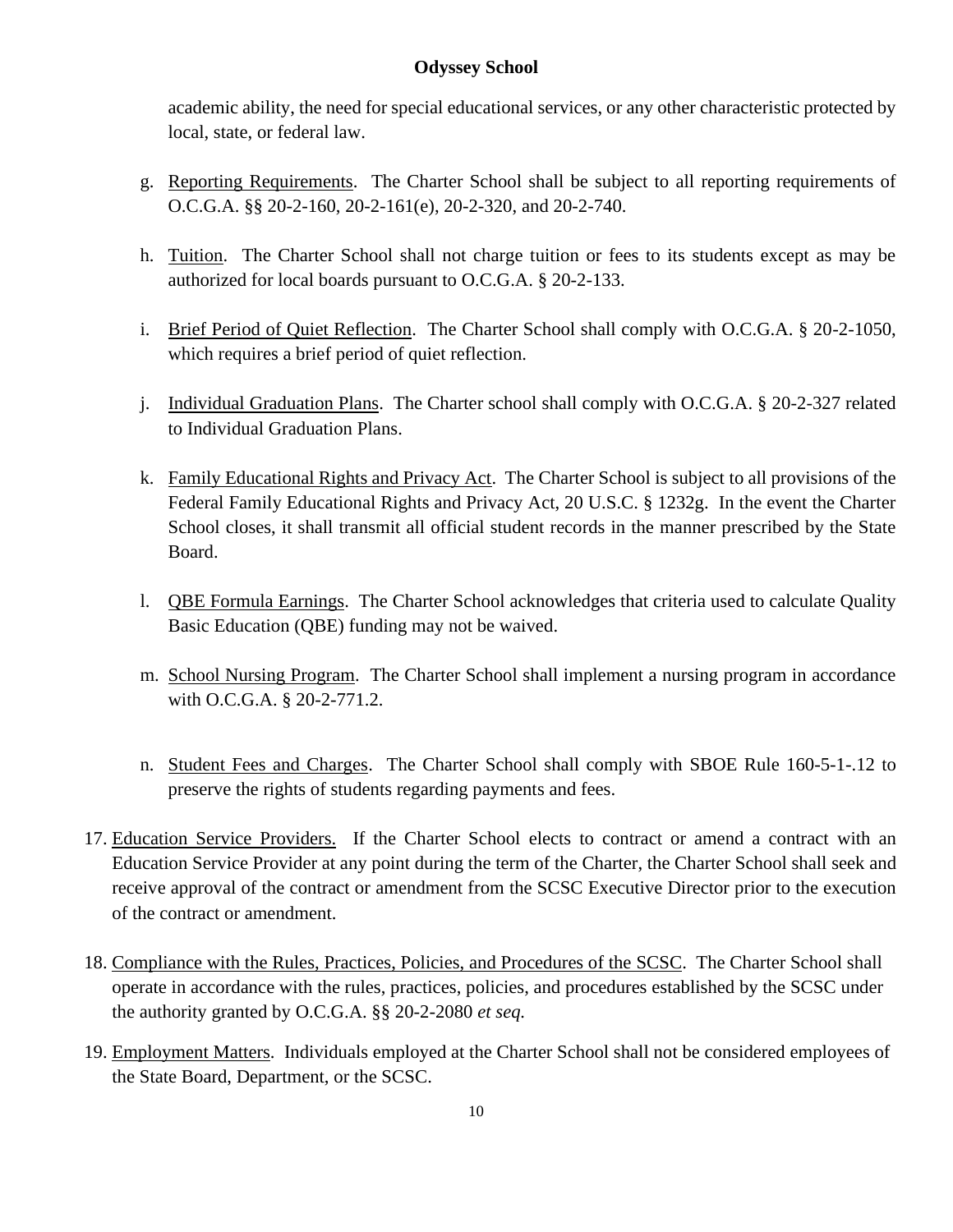academic ability, the need for special educational services, or any other characteristic protected by local, state, or federal law.

g. Reporting Requirements. The Charter School shall be subject to all reporting requirements of O.C.G.A. §§ 20-2-160, 20-2-161(e), 20-2-320, and 20-2-740.

h. Tuition. The Charter School shall not charge tuition or fees to its students except as may be authorized for local boards pursuant to O.C.G.A. § 20-2-133.

i. Brief Period of Quiet Reflection. The Charter School shall comply with O.C.G.A. § 20-2-1050, which requires a brief period of quiet reflection.

j. Individual Graduation Plans. The Charter school shall comply with O.C.G.A. § 20-2-327 related to Individual Graduation Plans.

k. Family Educational Rights and Privacy Act. The Charter School is subject to all provisions of the Federal Family Educational Rights and Privacy Act, 20 U.S.C. § 1232g. In the event the Charter School closes, it shall transmit all official student records in the manner prescribed by the State Board.

l. QBE Formula Earnings. The Charter School acknowledges that criteria used to calculate Quality Basic Education (QBE) funding may not be waived.

m. School Nursing Program. The Charter School shall implement a nursing program in accordance with O.C.G.A. § 20-2-771.2.

n. Student Fees and Charges. The Charter School shall comply with SBOE Rule 160-5-1-.12 to preserve the rights of students regarding payments and fees.

17. Education Service Providers. If the Charter School elects to contract or amend a contract with an Education Service Provider at any point during the term of the Charter, the Charter School shall seek and receive approval of the contract or amendment from the SCSC Executive Director prior to the execution of the contract or amendment.

18. Compliance with the Rules, Practices, Policies, and Procedures of the SCSC. The Charter School shall operate in accordance with the rules, practices, policies, and procedures established by the SCSC under the authority granted by O.C.G.A. §§ 20-2-2080 *et seq.*

19. Employment Matters. Individuals employed at the Charter School shall not be considered employees of the State Board, Department, or the SCSC.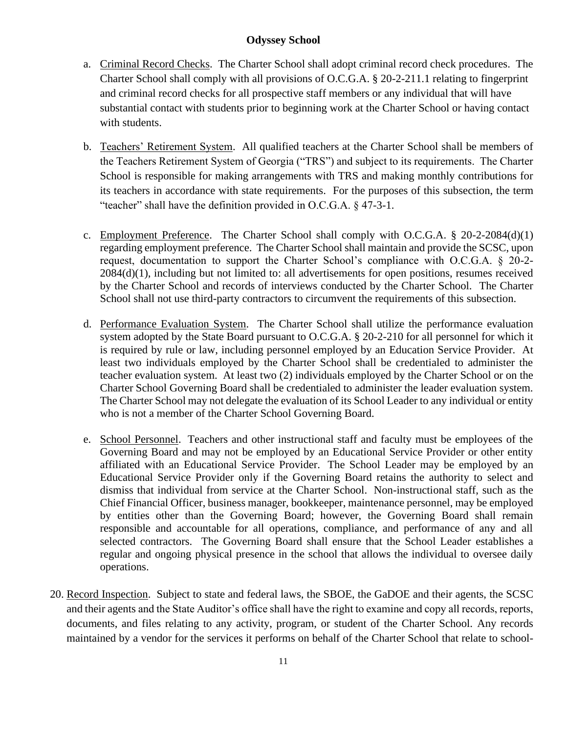- a. Criminal Record Checks. The Charter School shall adopt criminal record check procedures. The Charter School shall comply with all provisions of O.C.G.A. § 20-2-211.1 relating to fingerprint and criminal record checks for all prospective staff members or any individual that will have substantial contact with students prior to beginning work at the Charter School or having contact with students.

- b. Teachers' Retirement System. All qualified teachers at the Charter School shall be members of the Teachers Retirement System of Georgia ("TRS") and subject to its requirements. The Charter School is responsible for making arrangements with TRS and making monthly contributions for its teachers in accordance with state requirements. For the purposes of this subsection, the term "teacher" shall have the definition provided in O.C.G.A. § 47-3-1.

- c. Employment Preference. The Charter School shall comply with O.C.G.A. § 20-2-2084(d)(1) regarding employment preference. The Charter School shall maintain and provide the SCSC, upon request, documentation to support the Charter School's compliance with O.C.G.A. § 20-2-2084(d)(1), including but not limited to: all advertisements for open positions, resumes received by the Charter School and records of interviews conducted by the Charter School. The Charter School shall not use third-party contractors to circumvent the requirements of this subsection.

- d. Performance Evaluation System. The Charter School shall utilize the performance evaluation system adopted by the State Board pursuant to O.C.G.A. § 20-2-210 for all personnel for which it is required by rule or law, including personnel employed by an Education Service Provider. At least two individuals employed by the Charter School shall be credentialed to administer the teacher evaluation system. At least two (2) individuals employed by the Charter School or on the Charter School Governing Board shall be credentialed to administer the leader evaluation system. The Charter School may not delegate the evaluation of its School Leader to any individual or entity who is not a member of the Charter School Governing Board.

- e. School Personnel. Teachers and other instructional staff and faculty must be employees of the Governing Board and may not be employed by an Educational Service Provider or other entity affiliated with an Educational Service Provider. The School Leader may be employed by an Educational Service Provider only if the Governing Board retains the authority to select and dismiss that individual from service at the Charter School. Non-instructional staff, such as the Chief Financial Officer, business manager, bookkeeper, maintenance personnel, may be employed by entities other than the Governing Board; however, the Governing Board shall remain responsible and accountable for all operations, compliance, and performance of any and all selected contractors. The Governing Board shall ensure that the School Leader establishes a regular and ongoing physical presence in the school that allows the individual to oversee daily operations.

20. Record Inspection. Subject to state and federal laws, the SBOE, the GaDOE and their agents, the SCSC and their agents and the State Auditor's office shall have the right to examine and copy all records, reports, documents, and files relating to any activity, program, or student of the Charter School. Any records maintained by a vendor for the services it performs on behalf of the Charter School that relate to school-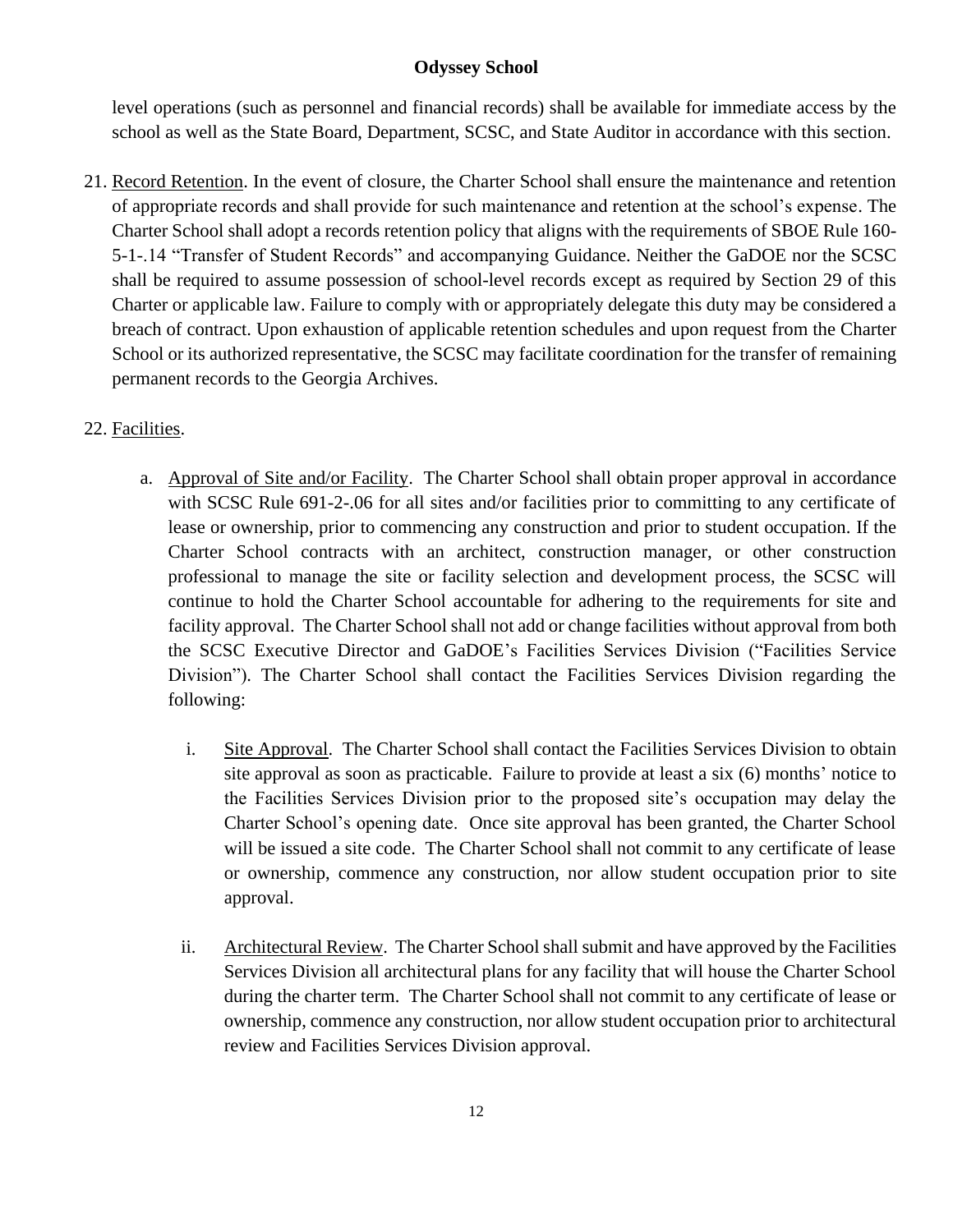level operations (such as personnel and financial records) shall be available for immediate access by the school as well as the State Board, Department, SCSC, and State Auditor in accordance with this section.

21. Record Retention. In the event of closure, the Charter School shall ensure the maintenance and retention of appropriate records and shall provide for such maintenance and retention at the school's expense. The Charter School shall adopt a records retention policy that aligns with the requirements of SBOE Rule 160-5-1-.14 "Transfer of Student Records" and accompanying Guidance. Neither the GaDOE nor the SCSC shall be required to assume possession of school-level records except as required by Section 29 of this Charter or applicable law. Failure to comply with or appropriately delegate this duty may be considered a breach of contract. Upon exhaustion of applicable retention schedules and upon request from the Charter School or its authorized representative, the SCSC may facilitate coordination for the transfer of remaining permanent records to the Georgia Archives.

22. Facilities.

    a. Approval of Site and/or Facility. The Charter School shall obtain proper approval in accordance with SCSC Rule 691-2-.06 for all sites and/or facilities prior to committing to any certificate of lease or ownership, prior to commencing any construction and prior to student occupation. If the Charter School contracts with an architect, construction manager, or other construction professional to manage the site or facility selection and development process, the SCSC will continue to hold the Charter School accountable for adhering to the requirements for site and facility approval. The Charter School shall not add or change facilities without approval from both the SCSC Executive Director and GaDOE's Facilities Services Division ("Facilities Service Division"). The Charter School shall contact the Facilities Services Division regarding the following:

        i. Site Approval. The Charter School shall contact the Facilities Services Division to obtain site approval as soon as practicable. Failure to provide at least a six (6) months' notice to the Facilities Services Division prior to the proposed site's occupation may delay the Charter School's opening date. Once site approval has been granted, the Charter School will be issued a site code. The Charter School shall not commit to any certificate of lease or ownership, commence any construction, nor allow student occupation prior to site approval.

        ii. Architectural Review. The Charter School shall submit and have approved by the Facilities Services Division all architectural plans for any facility that will house the Charter School during the charter term. The Charter School shall not commit to any certificate of lease or ownership, commence any construction, nor allow student occupation prior to architectural review and Facilities Services Division approval.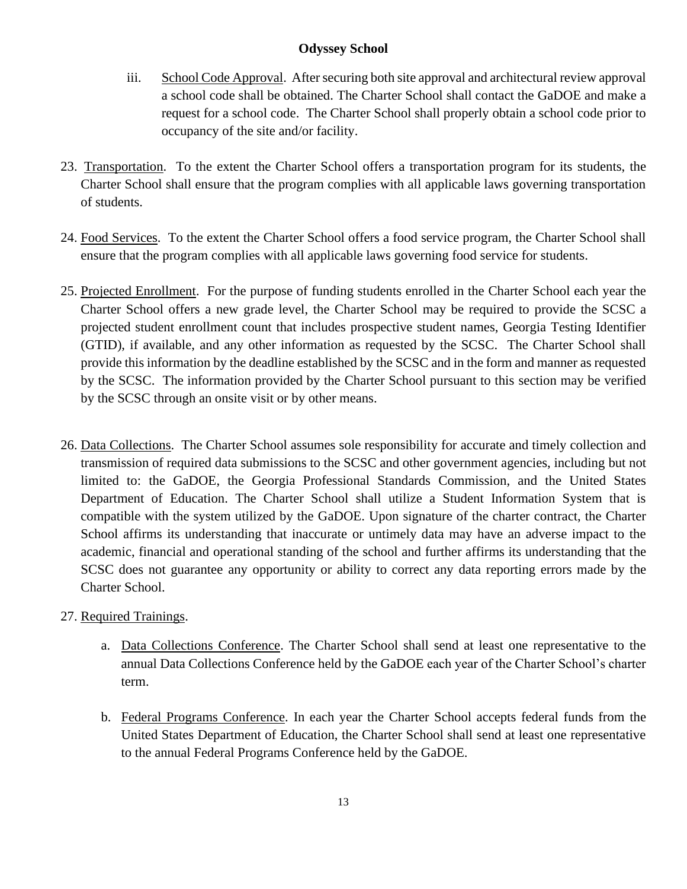iii. School Code Approval. After securing both site approval and architectural review approval a school code shall be obtained. The Charter School shall contact the GaDOE and make a request for a school code. The Charter School shall properly obtain a school code prior to occupancy of the site and/or facility.

23. Transportation. To the extent the Charter School offers a transportation program for its students, the Charter School shall ensure that the program complies with all applicable laws governing transportation of students.

24. Food Services. To the extent the Charter School offers a food service program, the Charter School shall ensure that the program complies with all applicable laws governing food service for students.

25. Projected Enrollment. For the purpose of funding students enrolled in the Charter School each year the Charter School offers a new grade level, the Charter School may be required to provide the SCSC a projected student enrollment count that includes prospective student names, Georgia Testing Identifier (GTID), if available, and any other information as requested by the SCSC. The Charter School shall provide this information by the deadline established by the SCSC and in the form and manner as requested by the SCSC. The information provided by the Charter School pursuant to this section may be verified by the SCSC through an onsite visit or by other means.

26. Data Collections. The Charter School assumes sole responsibility for accurate and timely collection and transmission of required data submissions to the SCSC and other government agencies, including but not limited to: the GaDOE, the Georgia Professional Standards Commission, and the United States Department of Education. The Charter School shall utilize a Student Information System that is compatible with the system utilized by the GaDOE. Upon signature of the charter contract, the Charter School affirms its understanding that inaccurate or untimely data may have an adverse impact to the academic, financial and operational standing of the school and further affirms its understanding that the SCSC does not guarantee any opportunity or ability to correct any data reporting errors made by the Charter School.

27. Required Trainings.

    a. Data Collections Conference. The Charter School shall send at least one representative to the annual Data Collections Conference held by the GaDOE each year of the Charter School's charter term.

    b. Federal Programs Conference. In each year the Charter School accepts federal funds from the United States Department of Education, the Charter School shall send at least one representative to the annual Federal Programs Conference held by the GaDOE.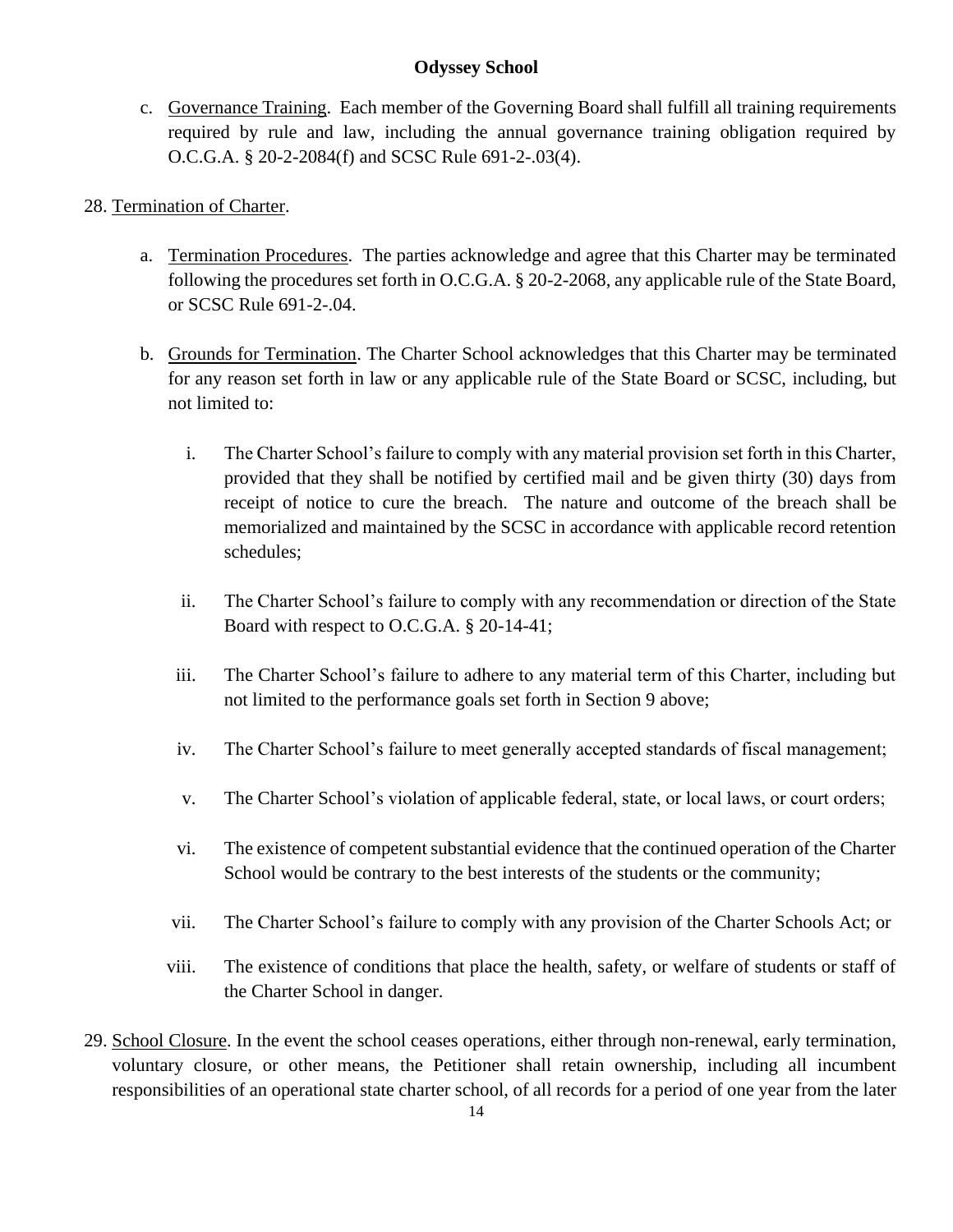c. Governance Training. Each member of the Governing Board shall fulfill all training requirements required by rule and law, including the annual governance training obligation required by O.C.G.A. § 20-2-2084(f) and SCSC Rule 691-2-.03(4).

28. Termination of Charter.

   a. Termination Procedures. The parties acknowledge and agree that this Charter may be terminated following the procedures set forth in O.C.G.A. § 20-2-2068, any applicable rule of the State Board, or SCSC Rule 691-2-.04.

   b. Grounds for Termination. The Charter School acknowledges that this Charter may be terminated for any reason set forth in law or any applicable rule of the State Board or SCSC, including, but not limited to:

      i. The Charter School's failure to comply with any material provision set forth in this Charter, provided that they shall be notified by certified mail and be given thirty (30) days from receipt of notice to cure the breach. The nature and outcome of the breach shall be memorialized and maintained by the SCSC in accordance with applicable record retention schedules;

      ii. The Charter School's failure to comply with any recommendation or direction of the State Board with respect to O.C.G.A. § 20-14-41;

      iii. The Charter School's failure to adhere to any material term of this Charter, including but not limited to the performance goals set forth in Section 9 above;

      iv. The Charter School's failure to meet generally accepted standards of fiscal management;

      v. The Charter School's violation of applicable federal, state, or local laws, or court orders;

      vi. The existence of competent substantial evidence that the continued operation of the Charter School would be contrary to the best interests of the students or the community;

      vii. The Charter School's failure to comply with any provision of the Charter Schools Act; or

      viii. The existence of conditions that place the health, safety, or welfare of students or staff of the Charter School in danger.

29. School Closure. In the event the school ceases operations, either through non-renewal, early termination, voluntary closure, or other means, the Petitioner shall retain ownership, including all incumbent responsibilities of an operational state charter school, of all records for a period of one year from the later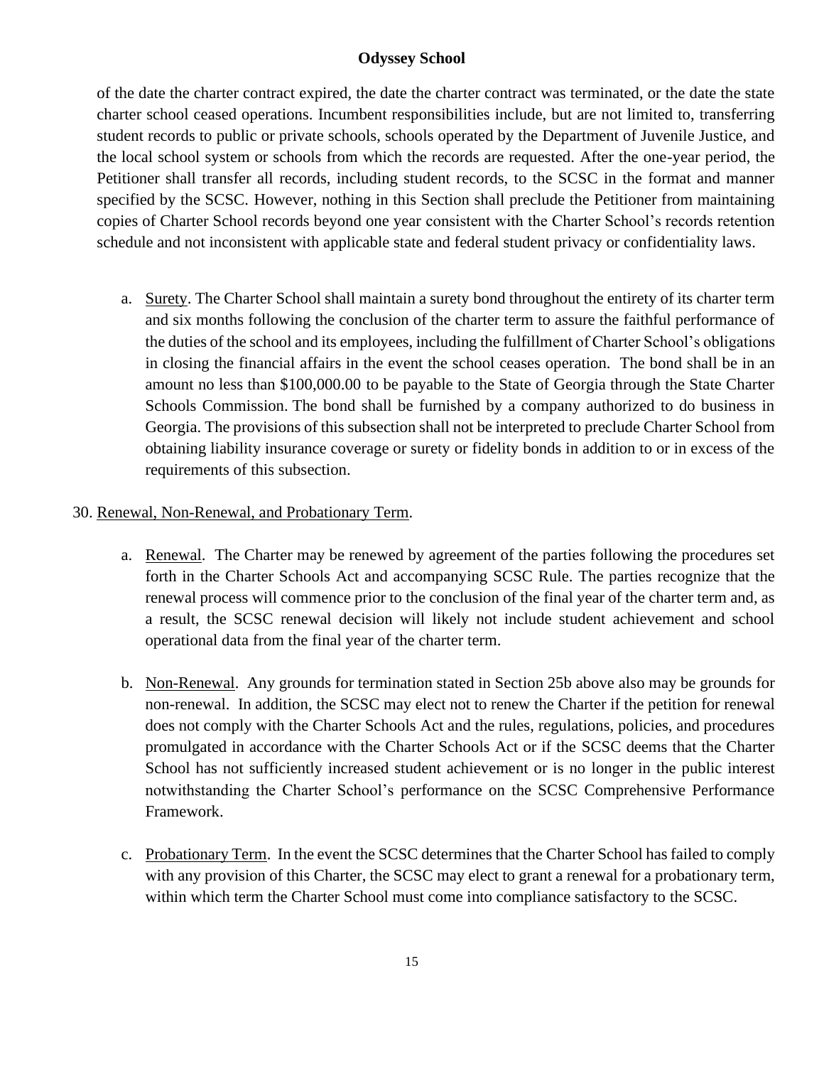of the date the charter contract expired, the date the charter contract was terminated, or the date the state charter school ceased operations. Incumbent responsibilities include, but are not limited to, transferring student records to public or private schools, schools operated by the Department of Juvenile Justice, and the local school system or schools from which the records are requested. After the one-year period, the Petitioner shall transfer all records, including student records, to the SCSC in the format and manner specified by the SCSC. However, nothing in this Section shall preclude the Petitioner from maintaining copies of Charter School records beyond one year consistent with the Charter School's records retention schedule and not inconsistent with applicable state and federal student privacy or confidentiality laws.

a. Surety. The Charter School shall maintain a surety bond throughout the entirety of its charter term and six months following the conclusion of the charter term to assure the faithful performance of the duties of the school and its employees, including the fulfillment of Charter School's obligations in closing the financial affairs in the event the school ceases operation. The bond shall be in an amount no less than $100,000.00 to be payable to the State of Georgia through the State Charter Schools Commission. The bond shall be furnished by a company authorized to do business in Georgia. The provisions of this subsection shall not be interpreted to preclude Charter School from obtaining liability insurance coverage or surety or fidelity bonds in addition to or in excess of the requirements of this subsection.

30. Renewal, Non-Renewal, and Probationary Term.

a. Renewal. The Charter may be renewed by agreement of the parties following the procedures set forth in the Charter Schools Act and accompanying SCSC Rule. The parties recognize that the renewal process will commence prior to the conclusion of the final year of the charter term and, as a result, the SCSC renewal decision will likely not include student achievement and school operational data from the final year of the charter term.

b. Non-Renewal. Any grounds for termination stated in Section 25b above also may be grounds for non-renewal. In addition, the SCSC may elect not to renew the Charter if the petition for renewal does not comply with the Charter Schools Act and the rules, regulations, policies, and procedures promulgated in accordance with the Charter Schools Act or if the SCSC deems that the Charter School has not sufficiently increased student achievement or is no longer in the public interest notwithstanding the Charter School's performance on the SCSC Comprehensive Performance Framework.

c. Probationary Term. In the event the SCSC determines that the Charter School has failed to comply with any provision of this Charter, the SCSC may elect to grant a renewal for a probationary term, within which term the Charter School must come into compliance satisfactory to the SCSC.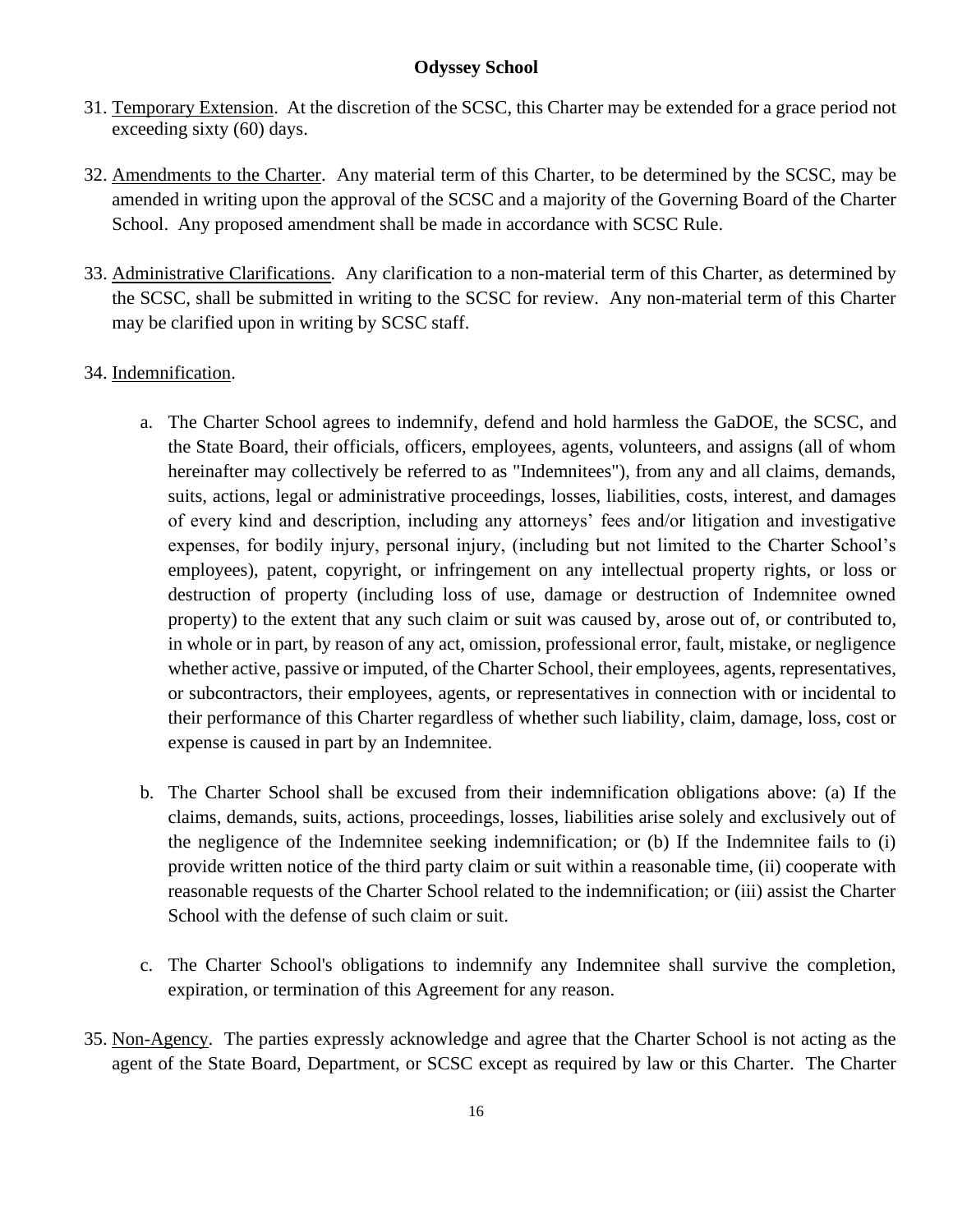31. Temporary Extension. At the discretion of the SCSC, this Charter may be extended for a grace period not exceeding sixty (60) days.

32. Amendments to the Charter. Any material term of this Charter, to be determined by the SCSC, may be amended in writing upon the approval of the SCSC and a majority of the Governing Board of the Charter School. Any proposed amendment shall be made in accordance with SCSC Rule.

33. Administrative Clarifications. Any clarification to a non-material term of this Charter, as determined by the SCSC, shall be submitted in writing to the SCSC for review. Any non-material term of this Charter may be clarified upon in writing by SCSC staff.

34. Indemnification.

    a. The Charter School agrees to indemnify, defend and hold harmless the GaDOE, the SCSC, and the State Board, their officials, officers, employees, agents, volunteers, and assigns (all of whom hereinafter may collectively be referred to as "Indemnitees"), from any and all claims, demands, suits, actions, legal or administrative proceedings, losses, liabilities, costs, interest, and damages of every kind and description, including any attorneys' fees and/or litigation and investigative expenses, for bodily injury, personal injury, (including but not limited to the Charter School's employees), patent, copyright, or infringement on any intellectual property rights, or loss or destruction of property (including loss of use, damage or destruction of Indemnitee owned property) to the extent that any such claim or suit was caused by, arose out of, or contributed to, in whole or in part, by reason of any act, omission, professional error, fault, mistake, or negligence whether active, passive or imputed, of the Charter School, their employees, agents, representatives, or subcontractors, their employees, agents, or representatives in connection with or incidental to their performance of this Charter regardless of whether such liability, claim, damage, loss, cost or expense is caused in part by an Indemnitee.

    b. The Charter School shall be excused from their indemnification obligations above: (a) If the claims, demands, suits, actions, proceedings, losses, liabilities arise solely and exclusively out of the negligence of the Indemnitee seeking indemnification; or (b) If the Indemnitee fails to (i) provide written notice of the third party claim or suit within a reasonable time, (ii) cooperate with reasonable requests of the Charter School related to the indemnification; or (iii) assist the Charter School with the defense of such claim or suit.

    c. The Charter School's obligations to indemnify any Indemnitee shall survive the completion, expiration, or termination of this Agreement for any reason.

35. Non-Agency. The parties expressly acknowledge and agree that the Charter School is not acting as the agent of the State Board, Department, or SCSC except as required by law or this Charter. The Charter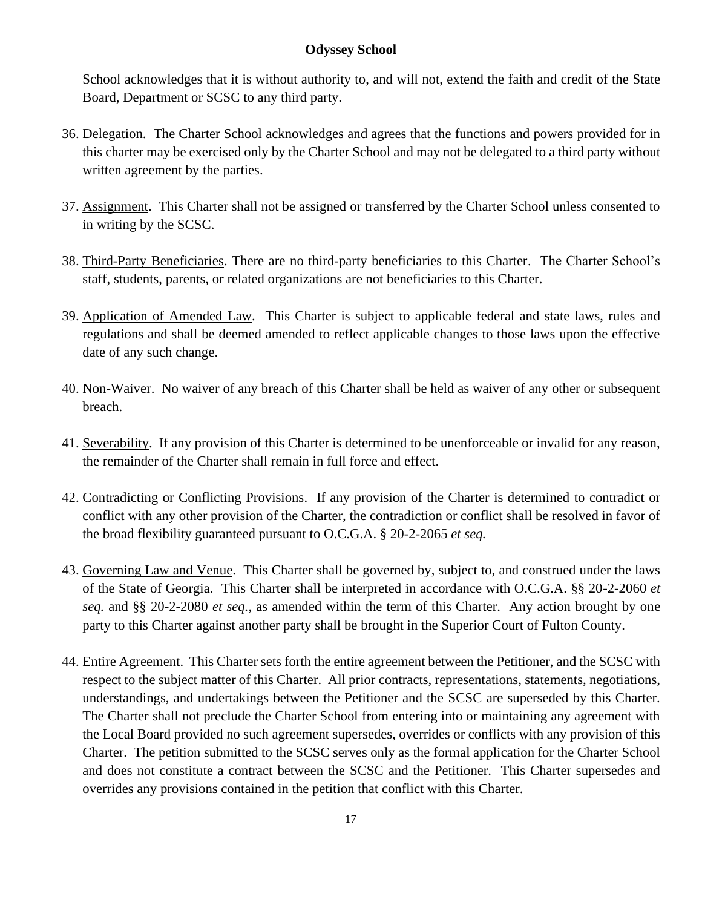School acknowledges that it is without authority to, and will not, extend the faith and credit of the State Board, Department or SCSC to any third party.

36. Delegation. The Charter School acknowledges and agrees that the functions and powers provided for in this charter may be exercised only by the Charter School and may not be delegated to a third party without written agreement by the parties.

37. Assignment. This Charter shall not be assigned or transferred by the Charter School unless consented to in writing by the SCSC.

38. Third-Party Beneficiaries. There are no third-party beneficiaries to this Charter. The Charter School's staff, students, parents, or related organizations are not beneficiaries to this Charter.

39. Application of Amended Law. This Charter is subject to applicable federal and state laws, rules and regulations and shall be deemed amended to reflect applicable changes to those laws upon the effective date of any such change.

40. Non-Waiver. No waiver of any breach of this Charter shall be held as waiver of any other or subsequent breach.

41. Severability. If any provision of this Charter is determined to be unenforceable or invalid for any reason, the remainder of the Charter shall remain in full force and effect.

42. Contradicting or Conflicting Provisions. If any provision of the Charter is determined to contradict or conflict with any other provision of the Charter, the contradiction or conflict shall be resolved in favor of the broad flexibility guaranteed pursuant to O.C.G.A. § 20-2-2065 *et seq.*

43. Governing Law and Venue. This Charter shall be governed by, subject to, and construed under the laws of the State of Georgia. This Charter shall be interpreted in accordance with O.C.G.A. §§ 20-2-2060 *et seq.* and §§ 20-2-2080 *et seq.*, as amended within the term of this Charter. Any action brought by one party to this Charter against another party shall be brought in the Superior Court of Fulton County.

44. Entire Agreement. This Charter sets forth the entire agreement between the Petitioner, and the SCSC with respect to the subject matter of this Charter. All prior contracts, representations, statements, negotiations, understandings, and undertakings between the Petitioner and the SCSC are superseded by this Charter. The Charter shall not preclude the Charter School from entering into or maintaining any agreement with the Local Board provided no such agreement supersedes, overrides or conflicts with any provision of this Charter. The petition submitted to the SCSC serves only as the formal application for the Charter School and does not constitute a contract between the SCSC and the Petitioner. This Charter supersedes and overrides any provisions contained in the petition that conflict with this Charter.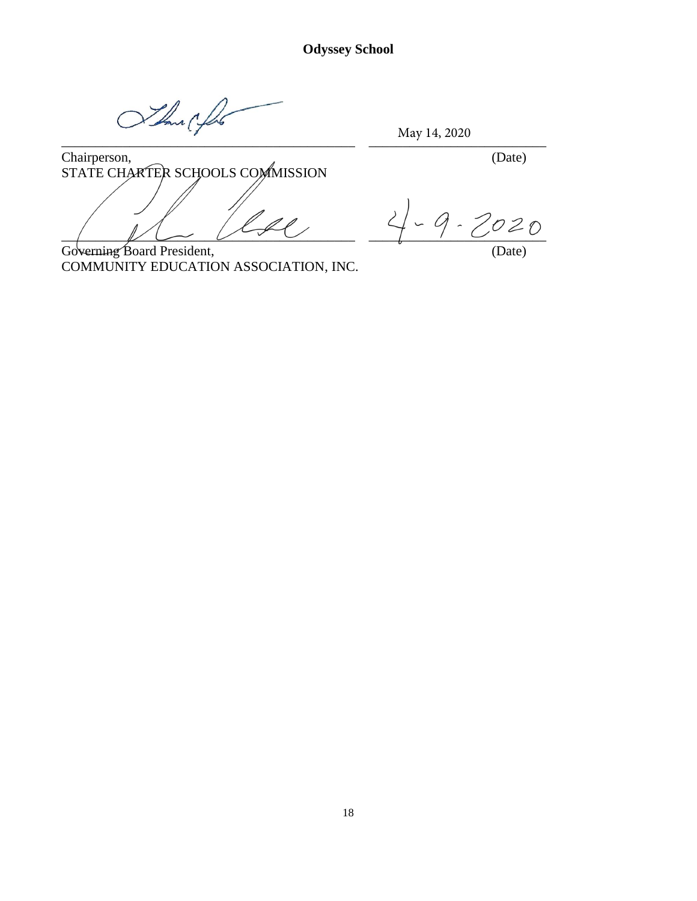**Odyssey School**

May 14, 2020

\_\_\_\_\_\_\_\_\_\_\_\_\_\_\_\_\_\_\_\_\_\_\_\_\_\_\_\_\_\_\_\_\_\_\_\_\_\_\_\_\_\_\_ \_\_\_\_\_\_\_\_\_\_\_\_\_\_\_\_\_\_\_\_\_\_\_\_\_\_\_

Chairperson, (Date)
STATE CHARTER SCHOOLS COMMISSION

4-9-2020

\_\_\_\_\_\_\_\_\_\_\_\_\_\_\_\_\_\_\_\_\_\_\_\_\_\_\_\_\_\_\_\_\_\_\_\_\_\_\_\_\_\_\_ \_\_\_\_\_\_\_\_\_\_\_\_\_\_\_\_\_\_\_\_\_\_\_\_\_\_\_

Governing Board President, (Date)
COMMUNITY EDUCATION ASSOCIATION, INC.